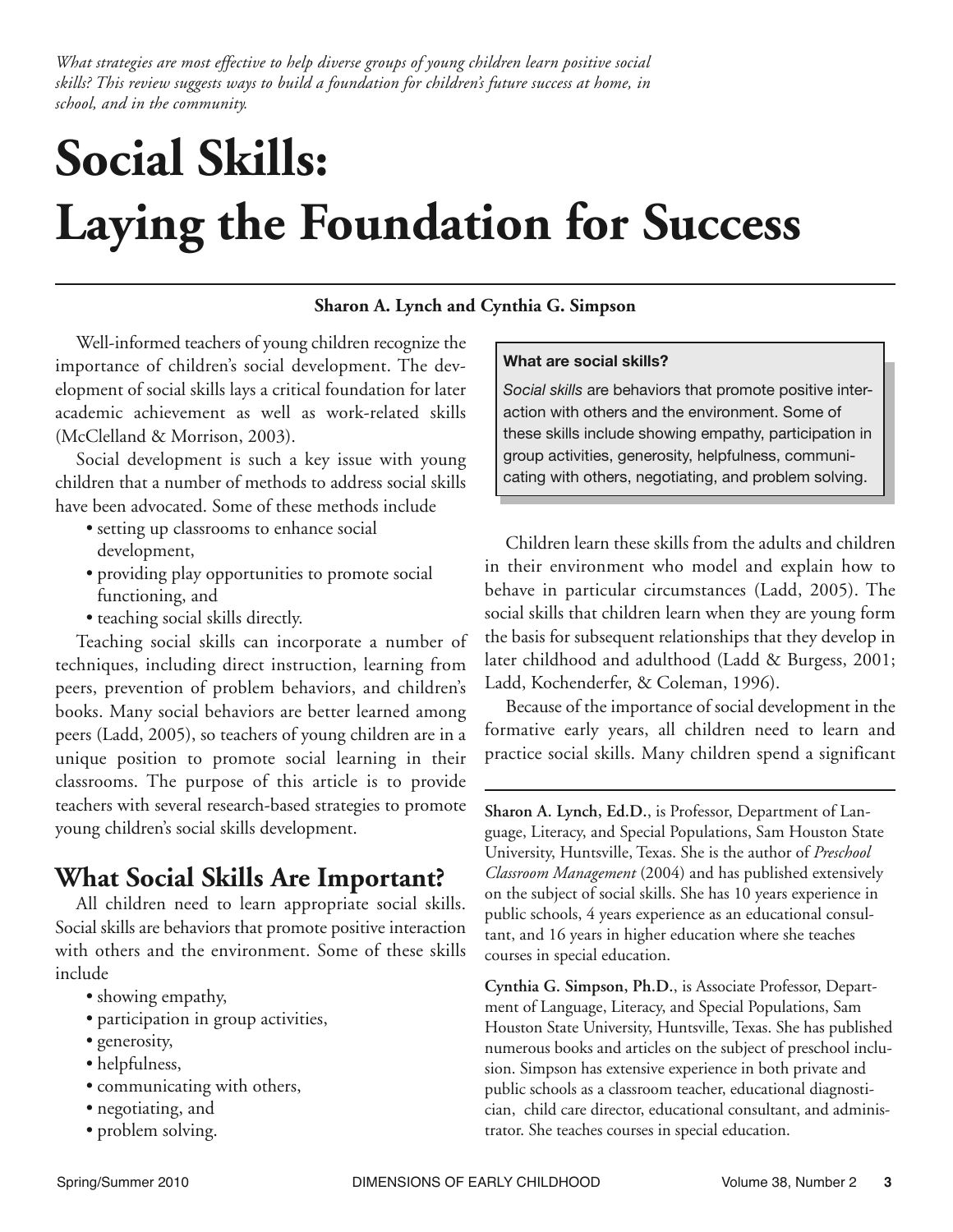*What strategies are most effective to help diverse groups of young children learn positive social skills? This review suggests ways to build a foundation for children's future success at home, in school, and in the community.*

# Social Skills: Laying the Foundation for Success

**Sharon A. Lynch and Cynthia G. Simpson**

Well-informed teachers of young children recognize the importance of children's social development. The development of social skills lays a critical foundation for later academic achievement as well as work-related skills (McClelland & Morrison, 2003).

Social development is such a key issue with young children that a number of methods to address social skills have been advocated. Some of these methods include

- setting up classrooms to enhance social development,
- providing play opportunities to promote social functioning, and
- teaching social skills directly.

Teaching social skills can incorporate a number of techniques, including direct instruction, learning from peers, prevention of problem behaviors, and children's books. Many social behaviors are better learned among peers (Ladd, 2005), so teachers of young children are in a unique position to promote social learning in their classrooms. The purpose of this article is to provide teachers with several research-based strategies to promote young children's social skills development.

## What Social Skills Are Important?

All children need to learn appropriate social skills. Social skills are behaviors that promote positive interaction with others and the environment. Some of these skills include

- showing empathy,
- participation in group activities,
- generosity,
- helpfulness,
- communicating with others,
- negotiating, and
- problem solving.

> **What are social skills?**
>
> *Social skills* are behaviors that promote positive interaction with others and the environment. Some of these skills include showing empathy, participation in group activities, generosity, helpfulness, communicating with others, negotiating, and problem solving.

Children learn these skills from the adults and children in their environment who model and explain how to behave in particular circumstances (Ladd, 2005). The social skills that children learn when they are young form the basis for subsequent relationships that they develop in later childhood and adulthood (Ladd & Burgess, 2001; Ladd, Kochenderfer, & Coleman, 1996).

Because of the importance of social development in the formative early years, all children need to learn and practice social skills. Many children spend a significant

---

**Sharon A. Lynch, Ed.D.**, is Professor, Department of Language, Literacy, and Special Populations, Sam Houston State University, Huntsville, Texas. She is the author of *Preschool Classroom Management* (2004) and has published extensively on the subject of social skills. She has 10 years experience in public schools, 4 years experience as an educational consultant, and 16 years in higher education where she teaches courses in special education.

**Cynthia G. Simpson, Ph.D.**, is Associate Professor, Department of Language, Literacy, and Special Populations, Sam Houston State University, Huntsville, Texas. She has published numerous books and articles on the subject of preschool inclusion. Simpson has extensive experience in both private and public schools as a classroom teacher, educational diagnostician, child care director, educational consultant, and administrator. She teaches courses in special education.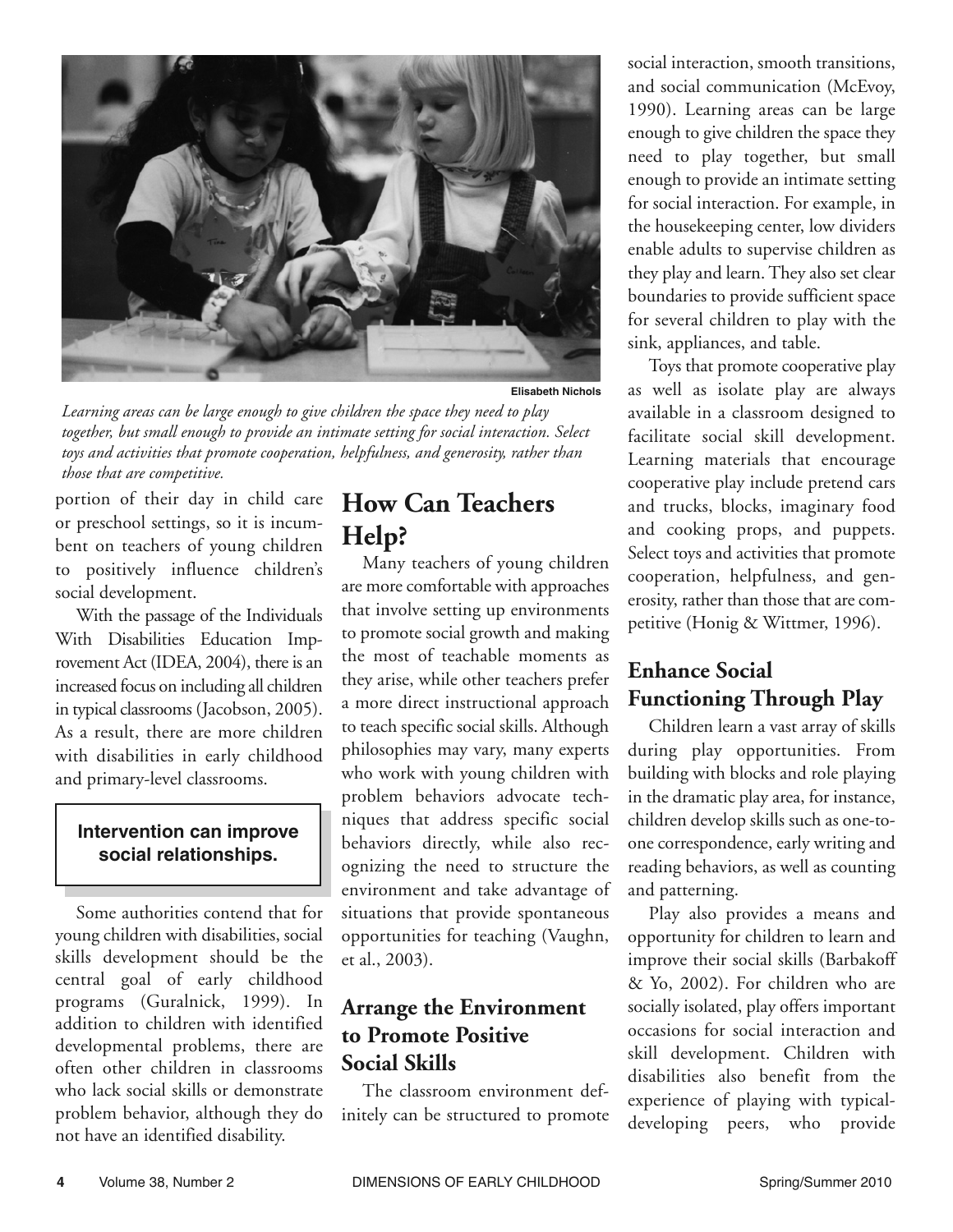Elisabeth Nichols

*Learning areas can be large enough to give children the space they need to play together, but small enough to provide an intimate setting for social interaction. Select toys and activities that promote cooperation, helpfulness, and generosity, rather than those that are competitive.*

portion of their day in child care or preschool settings, so it is incumbent on teachers of young children to positively influence children's social development.

With the passage of the Individuals With Disabilities Education Improvement Act (IDEA, 2004), there is an increased focus on including all children in typical classrooms (Jacobson, 2005). As a result, there are more children with disabilities in early childhood and primary-level classrooms.

**Intervention can improve social relationships.**

Some authorities contend that for young children with disabilities, social skills development should be the central goal of early childhood programs (Guralnick, 1999). In addition to children with identified developmental problems, there are often other children in classrooms who lack social skills or demonstrate problem behavior, although they do not have an identified disability.

## How Can Teachers Help?

Many teachers of young children are more comfortable with approaches that involve setting up environments to promote social growth and making the most of teachable moments as they arise, while other teachers prefer a more direct instructional approach to teach specific social skills. Although philosophies may vary, many experts who work with young children with problem behaviors advocate techniques that address specific social behaviors directly, while also recognizing the need to structure the environment and take advantage of situations that provide spontaneous opportunities for teaching (Vaughn, et al., 2003).

### Arrange the Environment to Promote Positive Social Skills

The classroom environment definitely can be structured to promote social interaction, smooth transitions, and social communication (McEvoy, 1990). Learning areas can be large enough to give children the space they need to play together, but small enough to provide an intimate setting for social interaction. For example, in the housekeeping center, low dividers enable adults to supervise children as they play and learn. They also set clear boundaries to provide sufficient space for several children to play with the sink, appliances, and table.

Toys that promote cooperative play as well as isolate play are always available in a classroom designed to facilitate social skill development. Learning materials that encourage cooperative play include pretend cars and trucks, blocks, imaginary food and cooking props, and puppets. Select toys and activities that promote cooperation, helpfulness, and generosity, rather than those that are competitive (Honig & Wittmer, 1996).

### Enhance Social Functioning Through Play

Children learn a vast array of skills during play opportunities. From building with blocks and role playing in the dramatic play area, for instance, children develop skills such as one-to-one correspondence, early writing and reading behaviors, as well as counting and patterning.

Play also provides a means and opportunity for children to learn and improve their social skills (Barbakoff & Yo, 2002). For children who are socially isolated, play offers important occasions for social interaction and skill development. Children with disabilities also benefit from the experience of playing with typical-developing peers, who provide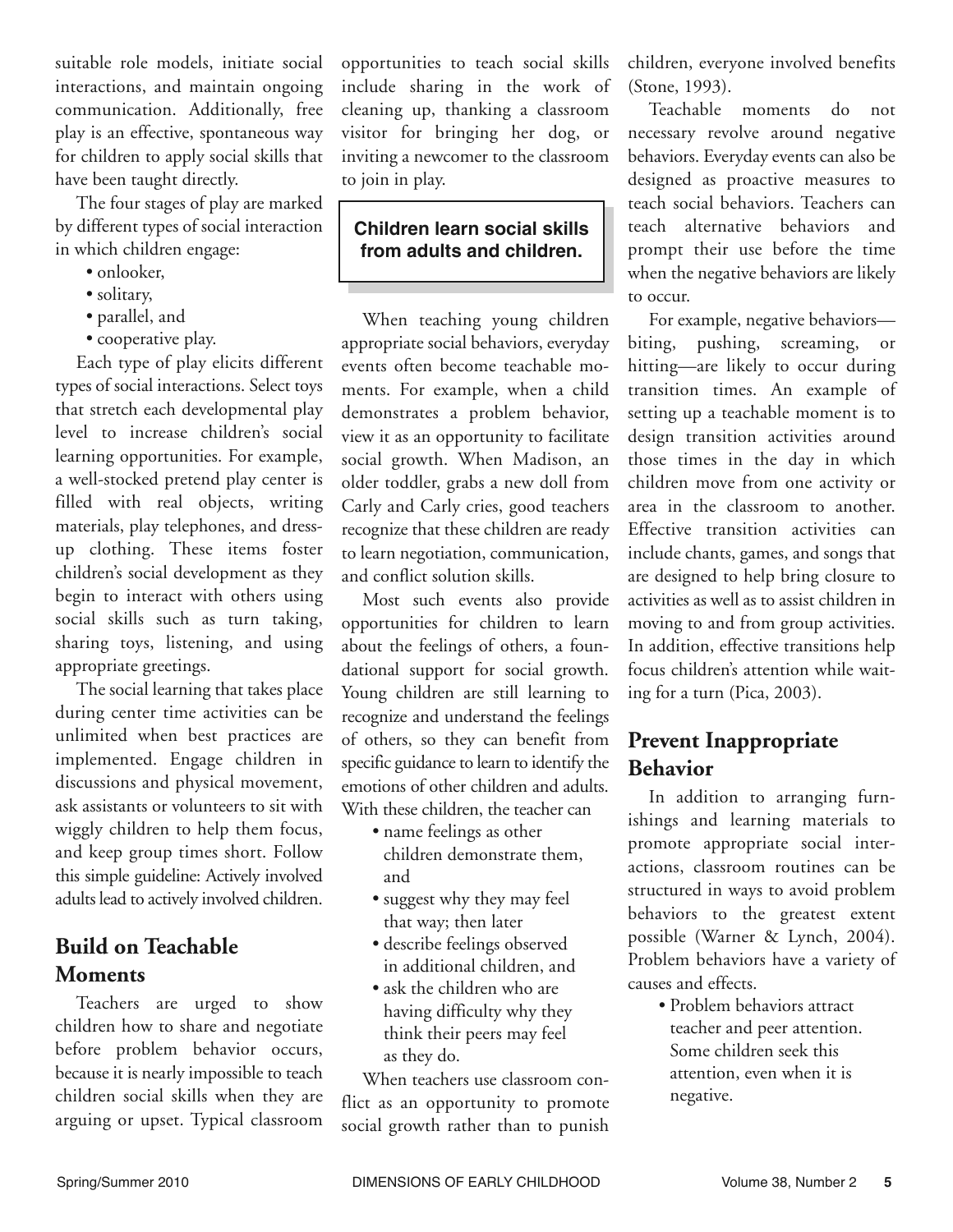suitable role models, initiate social interactions, and maintain ongoing communication. Additionally, free play is an effective, spontaneous way for children to apply social skills that have been taught directly.

The four stages of play are marked by different types of social interaction in which children engage:

- onlooker,
- solitary,
- parallel, and
- cooperative play.

Each type of play elicits different types of social interactions. Select toys that stretch each developmental play level to increase children's social learning opportunities. For example, a well-stocked pretend play center is filled with real objects, writing materials, play telephones, and dress-up clothing. These items foster children's social development as they begin to interact with others using social skills such as turn taking, sharing toys, listening, and using appropriate greetings.

The social learning that takes place during center time activities can be unlimited when best practices are implemented. Engage children in discussions and physical movement, ask assistants or volunteers to sit with wiggly children to help them focus, and keep group times short. Follow this simple guideline: Actively involved adults lead to actively involved children.

## Build on Teachable Moments

Teachers are urged to show children how to share and negotiate before problem behavior occurs, because it is nearly impossible to teach children social skills when they are arguing or upset. Typical classroom opportunities to teach social skills include sharing in the work of cleaning up, thanking a classroom visitor for bringing her dog, or inviting a newcomer to the classroom to join in play.

**Children learn social skills from adults and children.**

When teaching young children appropriate social behaviors, everyday events often become teachable moments. For example, when a child demonstrates a problem behavior, view it as an opportunity to facilitate social growth. When Madison, an older toddler, grabs a new doll from Carly and Carly cries, good teachers recognize that these children are ready to learn negotiation, communication, and conflict solution skills.

Most such events also provide opportunities for children to learn about the feelings of others, a foundational support for social growth. Young children are still learning to recognize and understand the feelings of others, so they can benefit from specific guidance to learn to identify the emotions of other children and adults. With these children, the teacher can

- name feelings as other children demonstrate them, and
- suggest why they may feel that way; then later
- describe feelings observed in additional children, and
- ask the children who are having difficulty why they think their peers may feel as they do.

When teachers use classroom conflict as an opportunity to promote social growth rather than to punish children, everyone involved benefits (Stone, 1993).

Teachable moments do not necessary revolve around negative behaviors. Everyday events can also be designed as proactive measures to teach social behaviors. Teachers can teach alternative behaviors and prompt their use before the time when the negative behaviors are likely to occur.

For example, negative behaviors—biting, pushing, screaming, or hitting—are likely to occur during transition times. An example of setting up a teachable moment is to design transition activities around those times in the day in which children move from one activity or area in the classroom to another. Effective transition activities can include chants, games, and songs that are designed to help bring closure to activities as well as to assist children in moving to and from group activities. In addition, effective transitions help focus children's attention while waiting for a turn (Pica, 2003).

## Prevent Inappropriate Behavior

In addition to arranging furnishings and learning materials to promote appropriate social interactions, classroom routines can be structured in ways to avoid problem behaviors to the greatest extent possible (Warner & Lynch, 2004). Problem behaviors have a variety of causes and effects.

- Problem behaviors attract teacher and peer attention. Some children seek this attention, even when it is negative.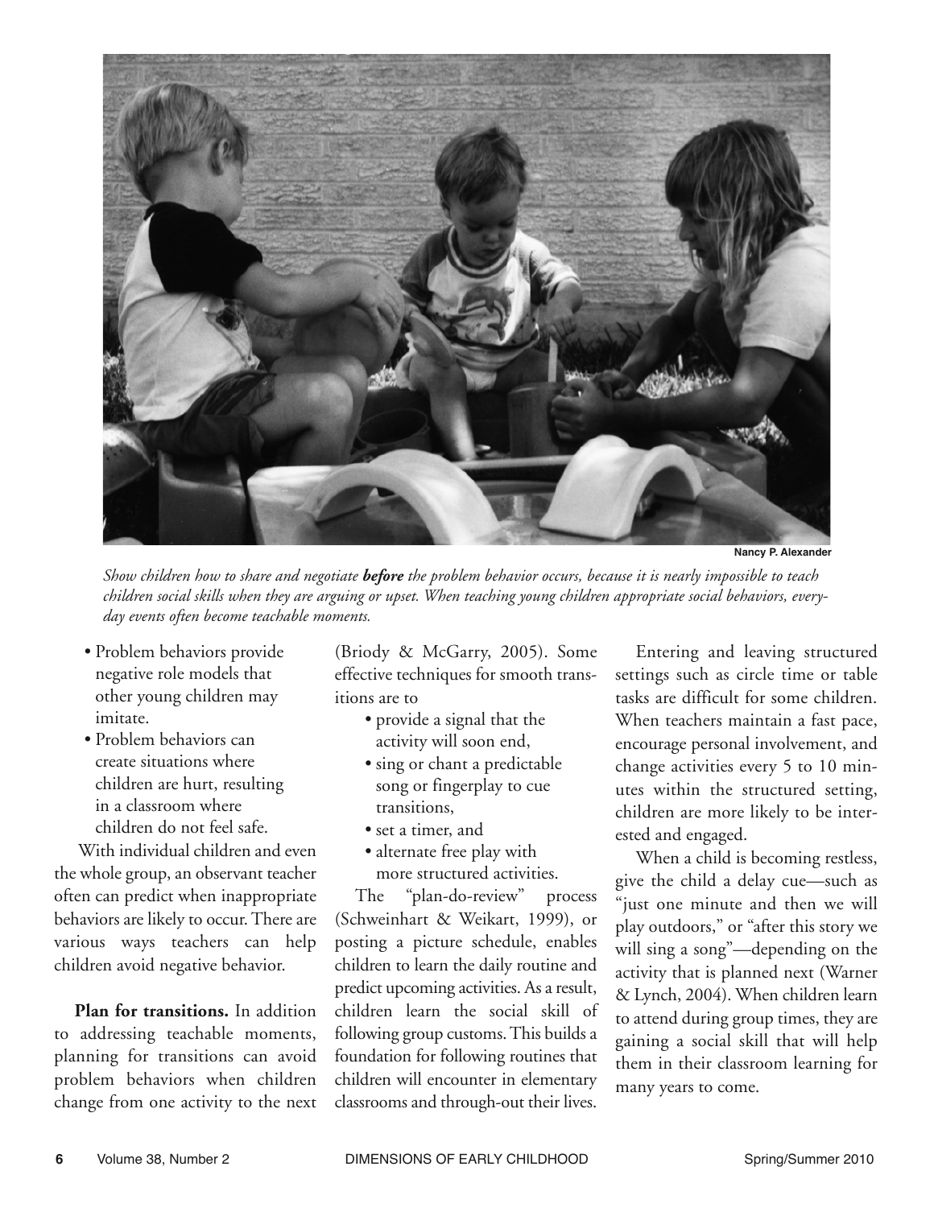Nancy P. Alexander

*Show children how to share and negotiate **before** the problem behavior occurs, because it is nearly impossible to teach children social skills when they are arguing or upset. When teaching young children appropriate social behaviors, everyday events often become teachable moments.*

- Problem behaviors provide negative role models that other young children may imitate.
- Problem behaviors can create situations where children are hurt, resulting in a classroom where children do not feel safe.

With individual children and even the whole group, an observant teacher often can predict when inappropriate behaviors are likely to occur. There are various ways teachers can help children avoid negative behavior.

**Plan for transitions.** In addition to addressing teachable moments, planning for transitions can avoid problem behaviors when children change from one activity to the next (Briody & McGarry, 2005). Some effective techniques for smooth transitions are to

- provide a signal that the activity will soon end,
- sing or chant a predictable song or fingerplay to cue transitions,
- set a timer, and
- alternate free play with more structured activities.

The "plan-do-review" process (Schweinhart & Weikart, 1999), or posting a picture schedule, enables children to learn the daily routine and predict upcoming activities. As a result, children learn the social skill of following group customs. This builds a foundation for following routines that children will encounter in elementary classrooms and through-out their lives.

Entering and leaving structured settings such as circle time or table tasks are difficult for some children. When teachers maintain a fast pace, encourage personal involvement, and change activities every 5 to 10 minutes within the structured setting, children are more likely to be interested and engaged.

When a child is becoming restless, give the child a delay cue—such as "just one minute and then we will play outdoors," or "after this story we will sing a song"—depending on the activity that is planned next (Warner & Lynch, 2004). When children learn to attend during group times, they are gaining a social skill that will help them in their classroom learning for many years to come.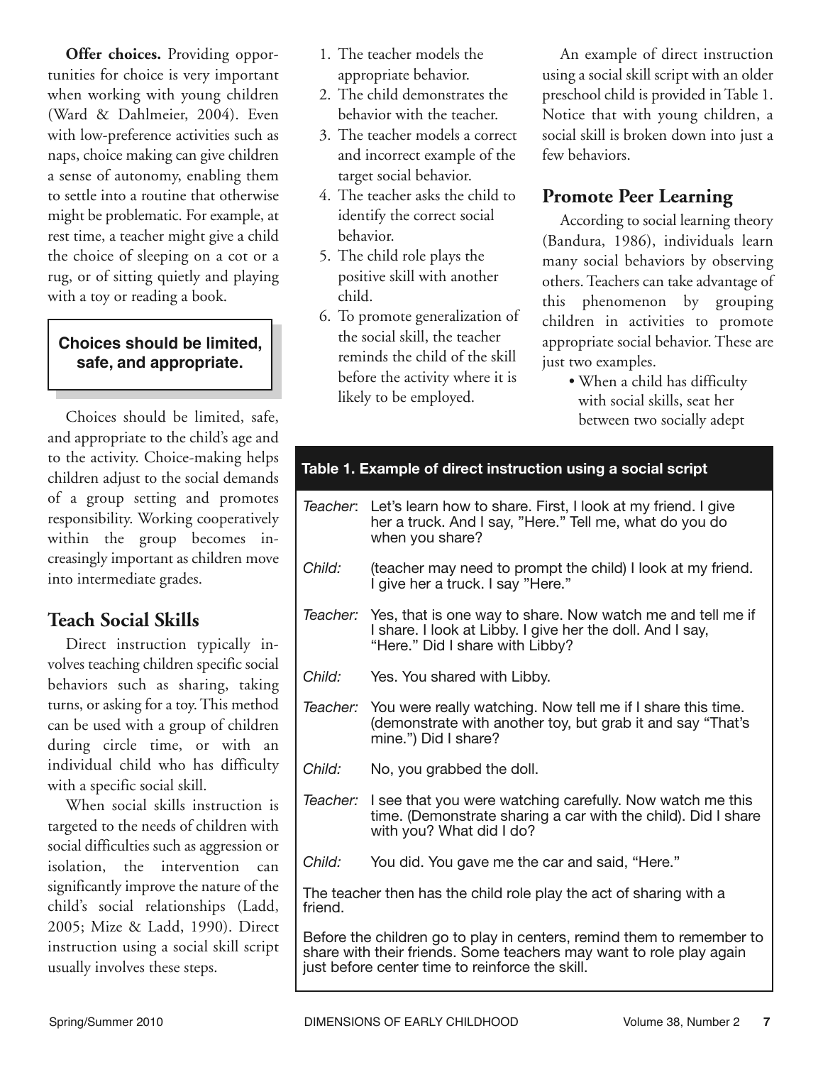**Offer choices.** Providing opportunities for choice is very important when working with young children (Ward & Dahlmeier, 2004). Even with low-preference activities such as naps, choice making can give children a sense of autonomy, enabling them to settle into a routine that otherwise might be problematic. For example, at rest time, a teacher might give a child the choice of sleeping on a cot or a rug, or of sitting quietly and playing with a toy or reading a book.

**Choices should be limited, safe, and appropriate.**

Choices should be limited, safe, and appropriate to the child's age and to the activity. Choice-making helps children adjust to the social demands of a group setting and promotes responsibility. Working cooperatively within the group becomes increasingly important as children move into intermediate grades.

## Teach Social Skills

Direct instruction typically involves teaching children specific social behaviors such as sharing, taking turns, or asking for a toy. This method can be used with a group of children during circle time, or with an individual child who has difficulty with a specific social skill.

When social skills instruction is targeted to the needs of children with social difficulties such as aggression or isolation, the intervention can significantly improve the nature of the child's social relationships (Ladd, 2005; Mize & Ladd, 1990). Direct instruction using a social skill script usually involves these steps.

1. The teacher models the appropriate behavior.
2. The child demonstrates the behavior with the teacher.
3. The teacher models a correct and incorrect example of the target social behavior.
4. The teacher asks the child to identify the correct social behavior.
5. The child role plays the positive skill with another child.
6. To promote generalization of the social skill, the teacher reminds the child of the skill before the activity where it is likely to be employed.

An example of direct instruction using a social skill script with an older preschool child is provided in Table 1. Notice that with young children, a social skill is broken down into just a few behaviors.

**Table 1. Example of direct instruction using a social script**

| | |
|---|---|
| *Teacher*: | Let's learn how to share. First, I look at my friend. I give her a truck. And I say, "Here." Tell me, what do you do when you share? |
| *Child:* | (teacher may need to prompt the child) I look at my friend. I give her a truck. I say "Here." |
| *Teacher:* | Yes, that is one way to share. Now watch me and tell me if I share. I look at Libby. I give her the doll. And I say, "Here." Did I share with Libby? |
| *Child:* | Yes. You shared with Libby. |
| *Teacher:* | You were really watching. Now tell me if I share this time. (demonstrate with another toy, but grab it and say "That's mine.") Did I share? |
| *Child:* | No, you grabbed the doll. |
| *Teacher:* | I see that you were watching carefully. Now watch me this time. (Demonstrate sharing a car with the child). Did I share with you? What did I do? |
| *Child:* | You did. You gave me the car and said, "Here." |

The teacher then has the child role play the act of sharing with a friend.

Before the children go to play in centers, remind them to remember to share with their friends. Some teachers may want to role play again just before center time to reinforce the skill.

## Promote Peer Learning

According to social learning theory (Bandura, 1986), individuals learn many social behaviors by observing others. Teachers can take advantage of this phenomenon by grouping children in activities to promote appropriate social behavior. These are just two examples.

- When a child has difficulty with social skills, seat her between two socially adept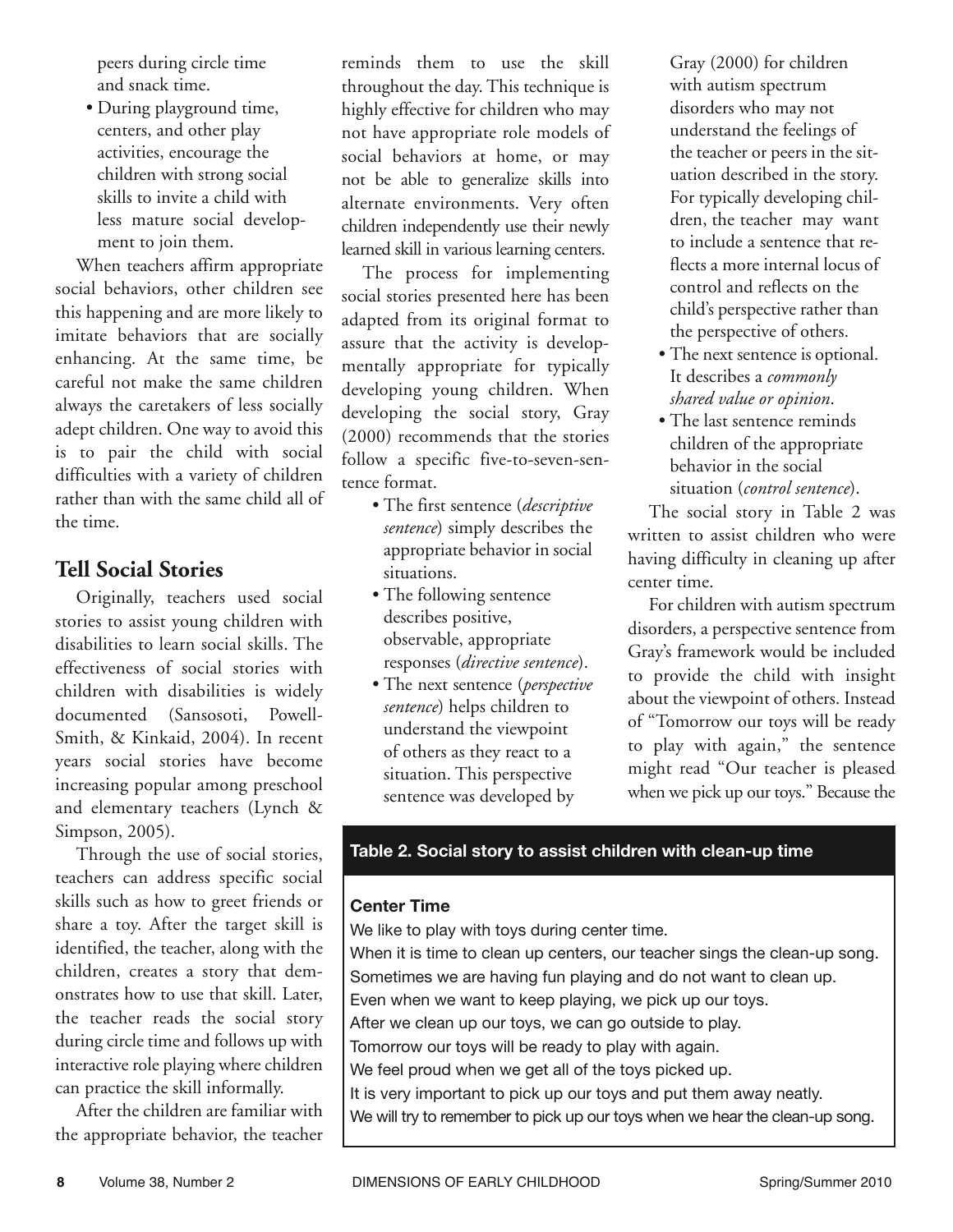peers during circle time and snack time.

- During playground time, centers, and other play activities, encourage the children with strong social skills to invite a child with less mature social development to join them.

When teachers affirm appropriate social behaviors, other children see this happening and are more likely to imitate behaviors that are socially enhancing. At the same time, be careful not make the same children always the caretakers of less socially adept children. One way to avoid this is to pair the child with social difficulties with a variety of children rather than with the same child all of the time.

## Tell Social Stories

Originally, teachers used social stories to assist young children with disabilities to learn social skills. The effectiveness of social stories with children with disabilities is widely documented (Sansosoti, Powell-Smith, & Kinkaid, 2004). In recent years social stories have become increasing popular among preschool and elementary teachers (Lynch & Simpson, 2005).

Through the use of social stories, teachers can address specific social skills such as how to greet friends or share a toy. After the target skill is identified, the teacher, along with the children, creates a story that demonstrates how to use that skill. Later, the teacher reads the social story during circle time and follows up with interactive role playing where children can practice the skill informally.

After the children are familiar with the appropriate behavior, the teacher reminds them to use the skill throughout the day. This technique is highly effective for children who may not have appropriate role models of social behaviors at home, or may not be able to generalize skills into alternate environments. Very often children independently use their newly learned skill in various learning centers.

The process for implementing social stories presented here has been adapted from its original format to assure that the activity is developmentally appropriate for typically developing young children. When developing the social story, Gray (2000) recommends that the stories follow a specific five-to-seven-sentence format.

- The first sentence (*descriptive sentence*) simply describes the appropriate behavior in social situations.
- The following sentence describes positive, observable, appropriate responses (*directive sentence*).
- The next sentence (*perspective sentence*) helps children to understand the viewpoint of others as they react to a situation. This perspective sentence was developed by Gray (2000) for children with autism spectrum disorders who may not understand the feelings of the teacher or peers in the situation described in the story. For typically developing children, the teacher may want to include a sentence that reflects a more internal locus of control and reflects on the child's perspective rather than the perspective of others.
- The next sentence is optional. It describes a *commonly shared value or opinion*.
- The last sentence reminds children of the appropriate behavior in the social situation (*control sentence*).

The social story in Table 2 was written to assist children who were having difficulty in cleaning up after center time.

For children with autism spectrum disorders, a perspective sentence from Gray's framework would be included to provide the child with insight about the viewpoint of others. Instead of "Tomorrow our toys will be ready to play with again," the sentence might read "Our teacher is pleased when we pick up our toys." Because the

**Table 2. Social story to assist children with clean-up time**

**Center Time**

We like to play with toys during center time.
When it is time to clean up centers, our teacher sings the clean-up song.
Sometimes we are having fun playing and do not want to clean up.
Even when we want to keep playing, we pick up our toys.
After we clean up our toys, we can go outside to play.
Tomorrow our toys will be ready to play with again.
We feel proud when we get all of the toys picked up.
It is very important to pick up our toys and put them away neatly.
We will try to remember to pick up our toys when we hear the clean-up song.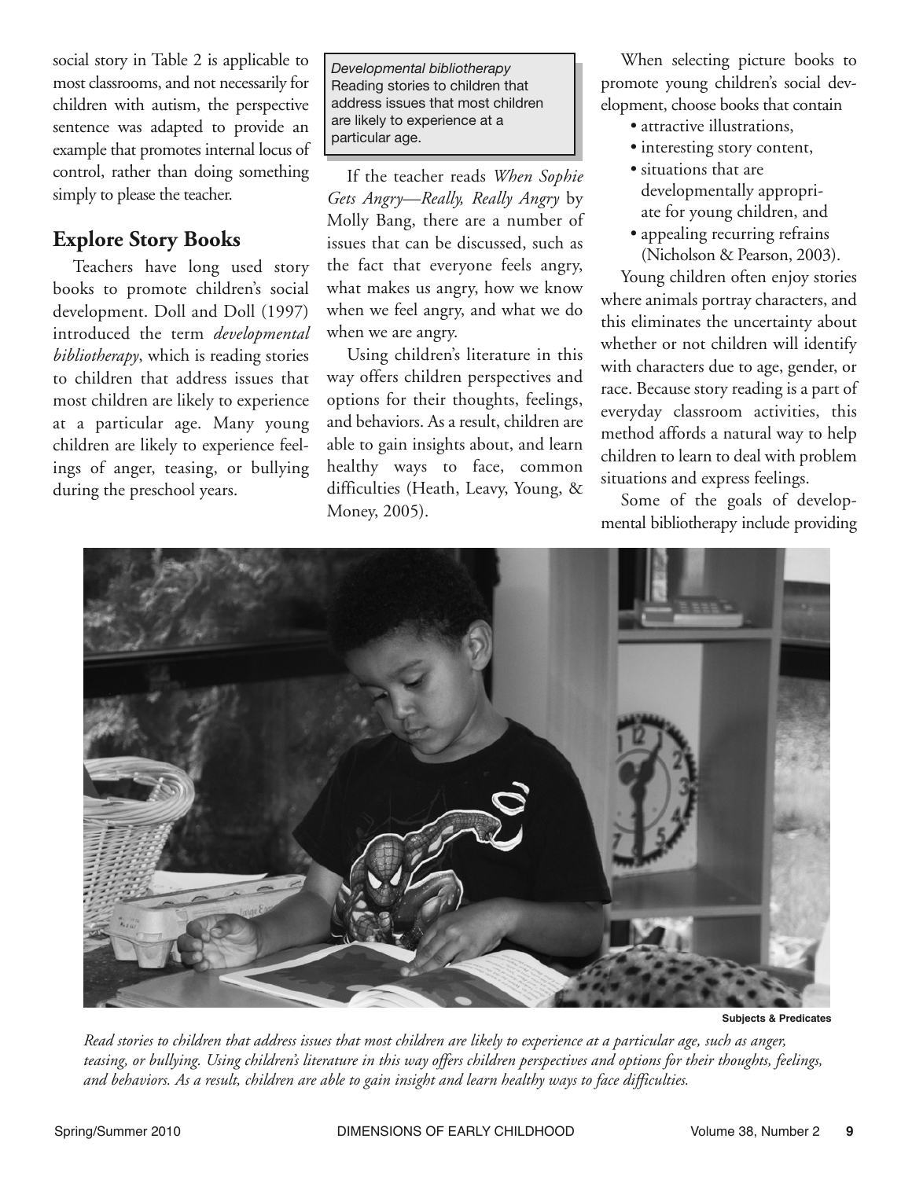social story in Table 2 is applicable to most classrooms, and not necessarily for children with autism, the perspective sentence was adapted to provide an example that promotes internal locus of control, rather than doing something simply to please the teacher.

## Explore Story Books

Teachers have long used story books to promote children's social development. Doll and Doll (1997) introduced the term *developmental bibliotherapy*, which is reading stories to children that address issues that most children are likely to experience at a particular age. Many young children are likely to experience feelings of anger, teasing, or bullying during the preschool years.

> *Developmental bibliotherapy*
> Reading stories to children that address issues that most children are likely to experience at a particular age.

If the teacher reads *When Sophie Gets Angry—Really, Really Angry* by Molly Bang, there are a number of issues that can be discussed, such as the fact that everyone feels angry, what makes us angry, how we know when we feel angry, and what we do when we are angry.

Using children's literature in this way offers children perspectives and options for their thoughts, feelings, and behaviors. As a result, children are able to gain insights about, and learn healthy ways to face, common difficulties (Heath, Leavy, Young, & Money, 2005).

When selecting picture books to promote young children's social development, choose books that contain

- attractive illustrations,
- interesting story content,
- situations that are developmentally appropriate for young children, and
- appealing recurring refrains (Nicholson & Pearson, 2003).

Young children often enjoy stories where animals portray characters, and this eliminates the uncertainty about whether or not children will identify with characters due to age, gender, or race. Because story reading is a part of everyday classroom activities, this method affords a natural way to help children to learn to deal with problem situations and express feelings.

Some of the goals of developmental bibliotherapy include providing

Subjects & Predicates

*Read stories to children that address issues that most children are likely to experience at a particular age, such as anger, teasing, or bullying. Using children's literature in this way offers children perspectives and options for their thoughts, feelings, and behaviors. As a result, children are able to gain insight and learn healthy ways to face difficulties.*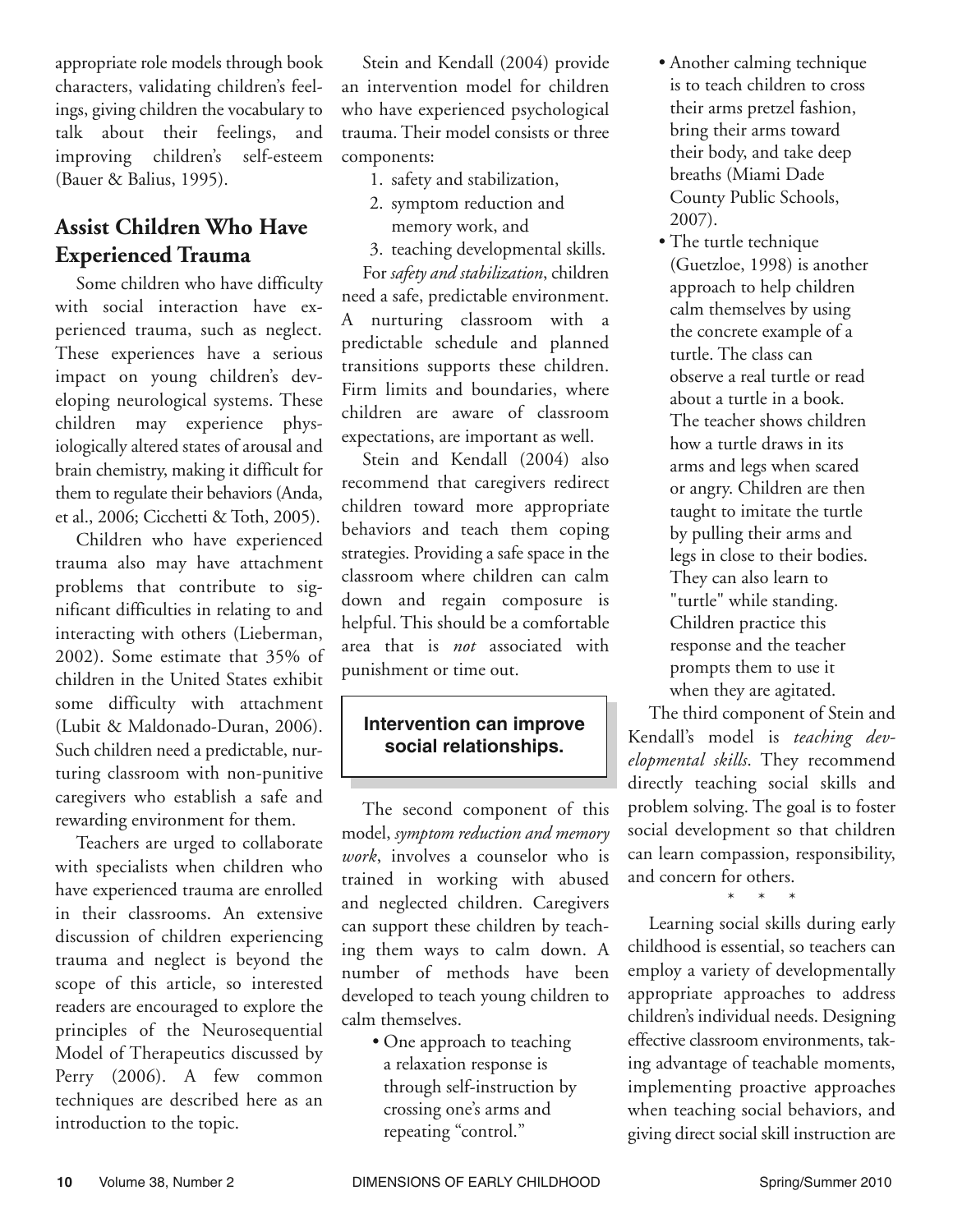appropriate role models through book characters, validating children's feelings, giving children the vocabulary to talk about their feelings, and improving children's self-esteem (Bauer & Balius, 1995).

## Assist Children Who Have Experienced Trauma

Some children who have difficulty with social interaction have experienced trauma, such as neglect. These experiences have a serious impact on young children's developing neurological systems. These children may experience physiologically altered states of arousal and brain chemistry, making it difficult for them to regulate their behaviors (Anda, et al., 2006; Cicchetti & Toth, 2005).

Children who have experienced trauma also may have attachment problems that contribute to significant difficulties in relating to and interacting with others (Lieberman, 2002). Some estimate that 35% of children in the United States exhibit some difficulty with attachment (Lubit & Maldonado-Duran, 2006). Such children need a predictable, nurturing classroom with non-punitive caregivers who establish a safe and rewarding environment for them.

Teachers are urged to collaborate with specialists when children who have experienced trauma are enrolled in their classrooms. An extensive discussion of children experiencing trauma and neglect is beyond the scope of this article, so interested readers are encouraged to explore the principles of the Neurosequential Model of Therapeutics discussed by Perry (2006). A few common techniques are described here as an introduction to the topic.

Stein and Kendall (2004) provide an intervention model for children who have experienced psychological trauma. Their model consists or three components:

1. safety and stabilization,
2. symptom reduction and memory work, and
3. teaching developmental skills.

For *safety and stabilization*, children need a safe, predictable environment. A nurturing classroom with a predictable schedule and planned transitions supports these children. Firm limits and boundaries, where children are aware of classroom expectations, are important as well.

Stein and Kendall (2004) also recommend that caregivers redirect children toward more appropriate behaviors and teach them coping strategies. Providing a safe space in the classroom where children can calm down and regain composure is helpful. This should be a comfortable area that is *not* associated with punishment or time out.

**Intervention can improve social relationships.**

The second component of this model, *symptom reduction and memory work*, involves a counselor who is trained in working with abused and neglected children. Caregivers can support these children by teaching them ways to calm down. A number of methods have been developed to teach young children to calm themselves.

- One approach to teaching a relaxation response is through self-instruction by crossing one's arms and repeating "control."
- Another calming technique is to teach children to cross their arms pretzel fashion, bring their arms toward their body, and take deep breaths (Miami Dade County Public Schools, 2007).
- The turtle technique (Guetzloe, 1998) is another approach to help children calm themselves by using the concrete example of a turtle. The class can observe a real turtle or read about a turtle in a book. The teacher shows children how a turtle draws in its arms and legs when scared or angry. Children are then taught to imitate the turtle by pulling their arms and legs in close to their bodies. They can also learn to "turtle" while standing. Children practice this response and the teacher prompts them to use it when they are agitated.

The third component of Stein and Kendall's model is *teaching developmental skills*. They recommend directly teaching social skills and problem solving. The goal is to foster social development so that children can learn compassion, responsibility, and concern for others.

\* \* \*

Learning social skills during early childhood is essential, so teachers can employ a variety of developmentally appropriate approaches to address children's individual needs. Designing effective classroom environments, taking advantage of teachable moments, implementing proactive approaches when teaching social behaviors, and giving direct social skill instruction are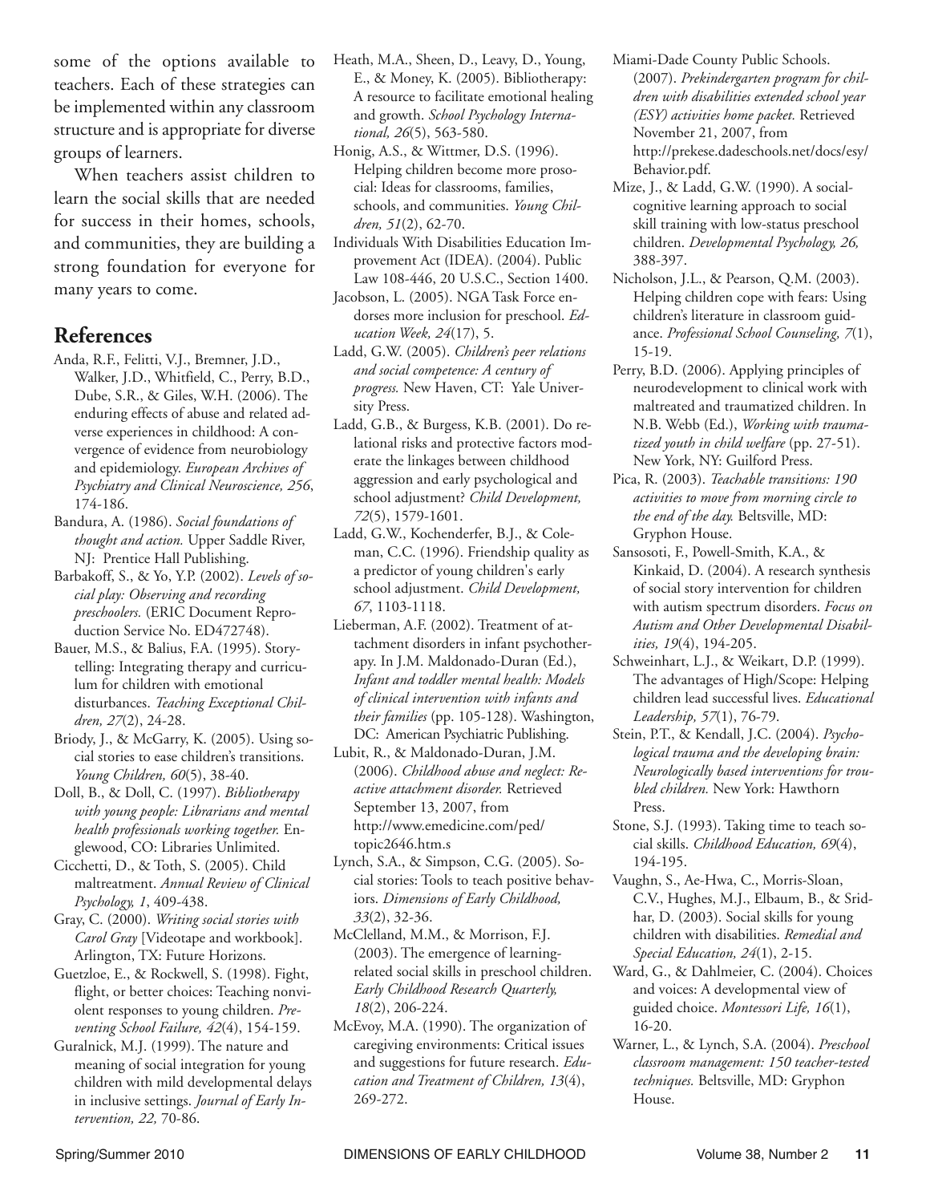some of the options available to teachers. Each of these strategies can be implemented within any classroom structure and is appropriate for diverse groups of learners.

When teachers assist children to learn the social skills that are needed for success in their homes, schools, and communities, they are building a strong foundation for everyone for many years to come.

## References

Anda, R.F., Felitti, V.J., Bremner, J.D., Walker, J.D., Whitfield, C., Perry, B.D., Dube, S.R., & Giles, W.H. (2006). The enduring effects of abuse and related adverse experiences in childhood: A convergence of evidence from neurobiology and epidemiology. *European Archives of Psychiatry and Clinical Neuroscience, 256*, 174-186.

Bandura, A. (1986). *Social foundations of thought and action.* Upper Saddle River, NJ: Prentice Hall Publishing.

Barbakoff, S., & Yo, Y.P. (2002). *Levels of social play: Observing and recording preschoolers.* (ERIC Document Reproduction Service No. ED472748).

Bauer, M.S., & Balius, F.A. (1995). Storytelling: Integrating therapy and curriculum for children with emotional disturbances. *Teaching Exceptional Children, 27*(2), 24-28.

Briody, J., & McGarry, K. (2005). Using social stories to ease children's transitions. *Young Children, 60*(5), 38-40.

Doll, B., & Doll, C. (1997). *Bibliotherapy with young people: Librarians and mental health professionals working together.* Englewood, CO: Libraries Unlimited.

Cicchetti, D., & Toth, S. (2005). Child maltreatment. *Annual Review of Clinical Psychology, 1*, 409-438.

Gray, C. (2000). *Writing social stories with Carol Gray* [Videotape and workbook]. Arlington, TX: Future Horizons.

Guetzloe, E., & Rockwell, S. (1998). Fight, flight, or better choices: Teaching nonviolent responses to young children. *Preventing School Failure, 42*(4), 154-159.

Guralnick, M.J. (1999). The nature and meaning of social integration for young children with mild developmental delays in inclusive settings. *Journal of Early Intervention, 22,* 70-86.

Heath, M.A., Sheen, D., Leavy, D., Young, E., & Money, K. (2005). Bibliotherapy: A resource to facilitate emotional healing and growth. *School Psychology International, 26*(5), 563-580.

Honig, A.S., & Wittmer, D.S. (1996). Helping children become more prosocial: Ideas for classrooms, families, schools, and communities. *Young Children, 51*(2), 62-70.

Individuals With Disabilities Education Improvement Act (IDEA). (2004). Public Law 108-446, 20 U.S.C., Section 1400.

Jacobson, L. (2005). NGA Task Force endorses more inclusion for preschool. *Education Week, 24*(17), 5.

Ladd, G.W. (2005). *Children's peer relations and social competence: A century of progress.* New Haven, CT: Yale University Press.

Ladd, G.B., & Burgess, K.B. (2001). Do relational risks and protective factors moderate the linkages between childhood aggression and early psychological and school adjustment? *Child Development, 72*(5), 1579-1601.

Ladd, G.W., Kochenderfer, B.J., & Coleman, C.C. (1996). Friendship quality as a predictor of young children's early school adjustment. *Child Development, 67*, 1103-1118.

Lieberman, A.F. (2002). Treatment of attachment disorders in infant psychotherapy. In J.M. Maldonado-Duran (Ed.), *Infant and toddler mental health: Models of clinical intervention with infants and their families* (pp. 105-128). Washington, DC: American Psychiatric Publishing.

Lubit, R., & Maldonado-Duran, J.M. (2006). *Childhood abuse and neglect: Reactive attachment disorder.* Retrieved September 13, 2007, from http://www.emedicine.com/ped/topic2646.htm.s

Lynch, S.A., & Simpson, C.G. (2005). Social stories: Tools to teach positive behaviors. *Dimensions of Early Childhood, 33*(2), 32-36.

McClelland, M.M., & Morrison, F.J. (2003). The emergence of learning-related social skills in preschool children. *Early Childhood Research Quarterly, 18*(2), 206-224.

McEvoy, M.A. (1990). The organization of caregiving environments: Critical issues and suggestions for future research. *Education and Treatment of Children, 13*(4), 269-272.

Miami-Dade County Public Schools. (2007). *Prekindergarten program for children with disabilities extended school year (ESY) activities home packet.* Retrieved November 21, 2007, from http://prekese.dadeschools.net/docs/esy/Behavior.pdf.

Mize, J., & Ladd, G.W. (1990). A social-cognitive learning approach to social skill training with low-status preschool children. *Developmental Psychology, 26,* 388-397.

Nicholson, J.L., & Pearson, Q.M. (2003). Helping children cope with fears: Using children's literature in classroom guidance. *Professional School Counseling, 7*(1), 15-19.

Perry, B.D. (2006). Applying principles of neurodevelopment to clinical work with maltreated and traumatized children. In N.B. Webb (Ed.), *Working with traumatized youth in child welfare* (pp. 27-51). New York, NY: Guilford Press.

Pica, R. (2003). *Teachable transitions: 190 activities to move from morning circle to the end of the day.* Beltsville, MD: Gryphon House.

Sansosoti, F., Powell-Smith, K.A., & Kinkaid, D. (2004). A research synthesis of social story intervention for children with autism spectrum disorders. *Focus on Autism and Other Developmental Disabilities, 19*(4), 194-205.

Schweinhart, L.J., & Weikart, D.P. (1999). The advantages of High/Scope: Helping children lead successful lives. *Educational Leadership, 57*(1), 76-79.

Stein, P.T., & Kendall, J.C. (2004). *Psychological trauma and the developing brain: Neurologically based interventions for troubled children.* New York: Hawthorn Press.

Stone, S.J. (1993). Taking time to teach social skills. *Childhood Education, 69*(4), 194-195.

Vaughn, S., Ae-Hwa, C., Morris-Sloan, C.V., Hughes, M.J., Elbaum, B., & Sridhar, D. (2003). Social skills for young children with disabilities. *Remedial and Special Education, 24*(1), 2-15.

Ward, G., & Dahlmeier, C. (2004). Choices and voices: A developmental view of guided choice. *Montessori Life, 16*(1), 16-20.

Warner, L., & Lynch, S.A. (2004). *Preschool classroom management: 150 teacher-tested techniques.* Beltsville, MD: Gryphon House.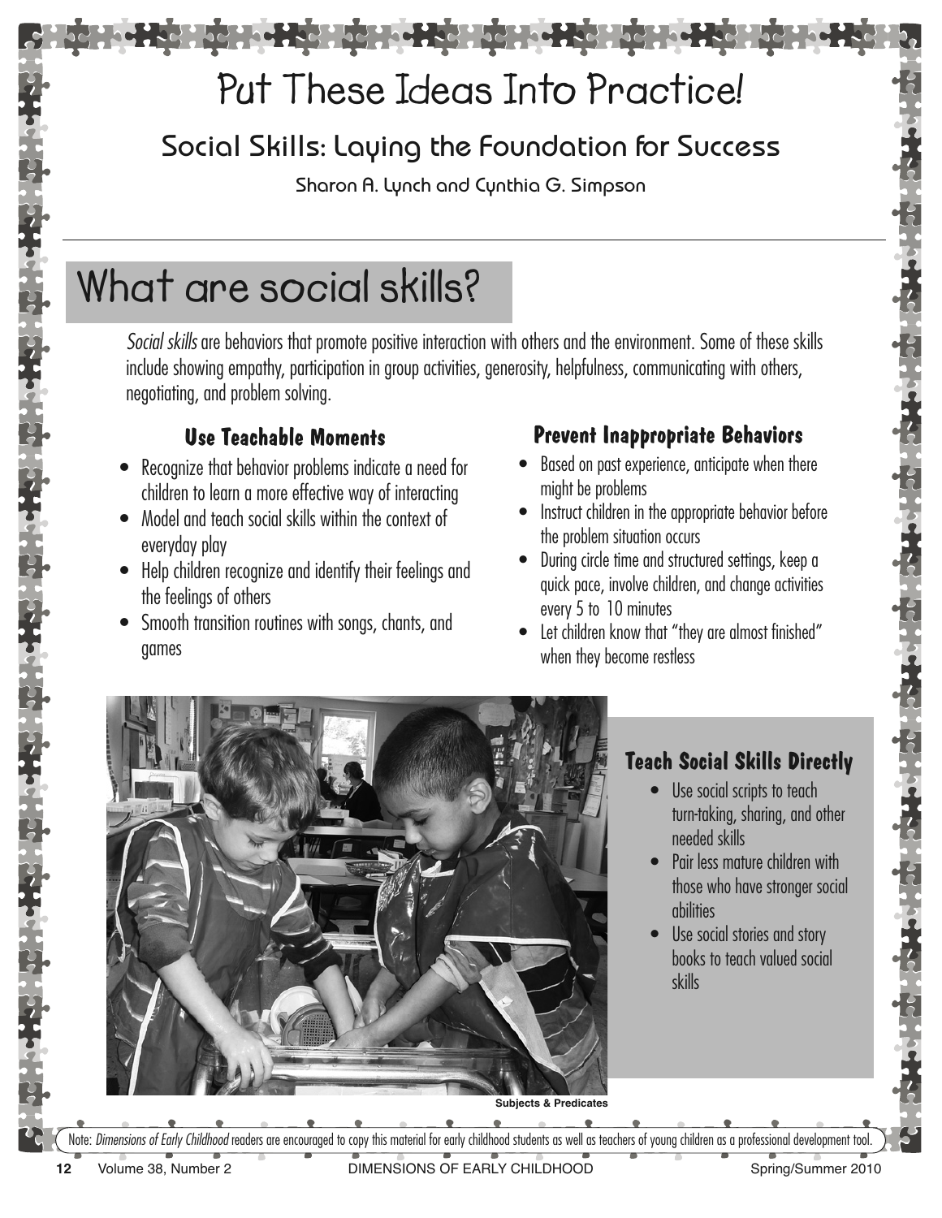# Put These Ideas Into Practice!

## Social Skills: Laying the Foundation for Success

Sharon A. Lynch and Cynthia G. Simpson

## What are social skills?

*Social skills* are behaviors that promote positive interaction with others and the environment. Some of these skills include showing empathy, participation in group activities, generosity, helpfulness, communicating with others, negotiating, and problem solving.

### Use Teachable Moments

- Recognize that behavior problems indicate a need for children to learn a more effective way of interacting
- Model and teach social skills within the context of everyday play
- Help children recognize and identify their feelings and the feelings of others
- Smooth transition routines with songs, chants, and games

### Prevent Inappropriate Behaviors

- Based on past experience, anticipate when there might be problems
- Instruct children in the appropriate behavior before the problem situation occurs
- During circle time and structured settings, keep a quick pace, involve children, and change activities every 5 to 10 minutes
- Let children know that "they are almost finished" when they become restless

Subjects & Predicates

### Teach Social Skills Directly

- Use social scripts to teach turn-taking, sharing, and other needed skills
- Pair less mature children with those who have stronger social abilities
- Use social stories and story books to teach valued social skills

Note: *Dimensions of Early Childhood* readers are encouraged to copy this material for early childhood students as well as teachers of young children as a professional development tool.